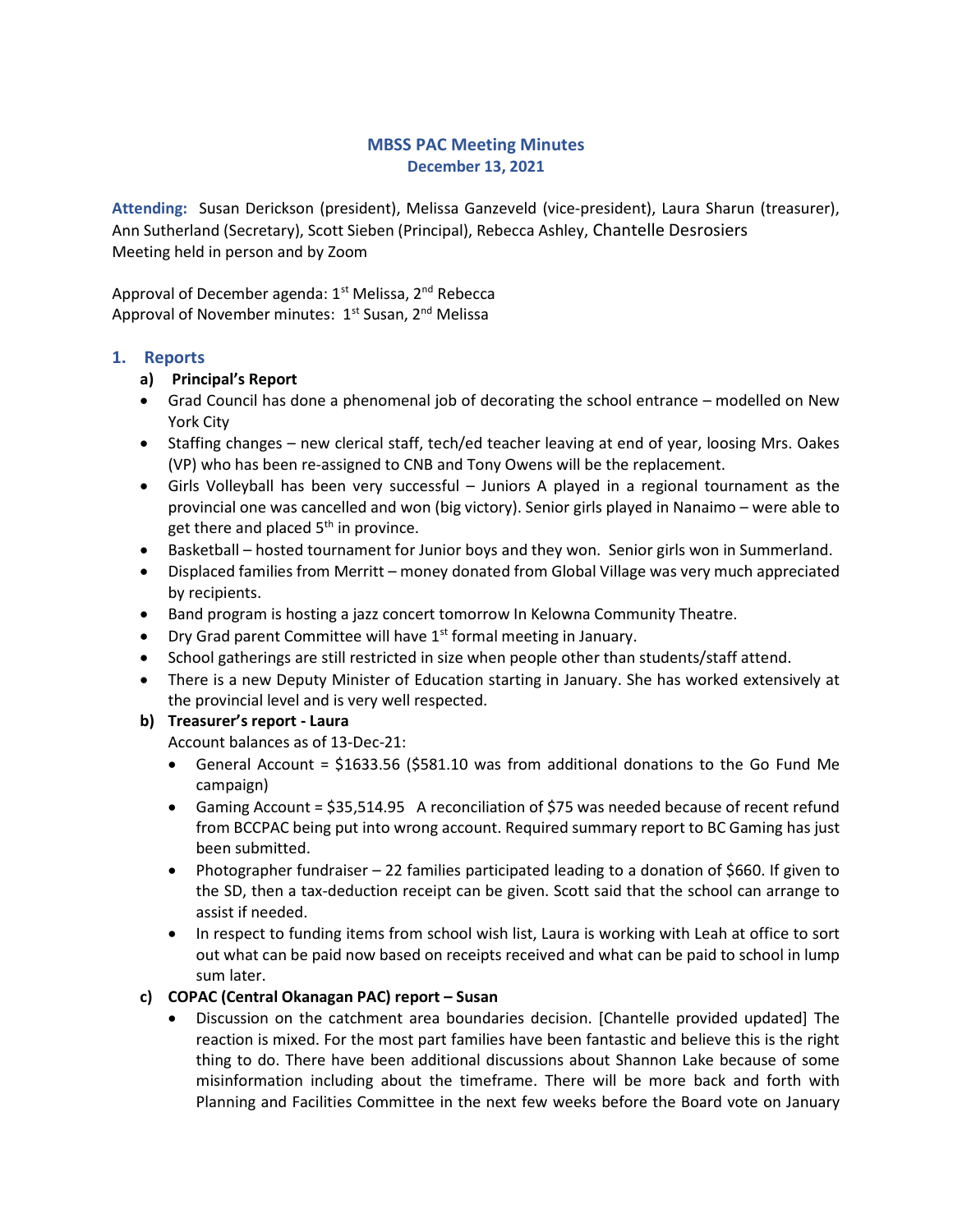# MBSS PAC Meeting Minutes

## December 13, 2021

**Attending:** Susan Derickson (president), Melissa Ganzeveld (vice-president), Laura Sharun (treasurer), Ann Sutherland (Secretary), Scott Sieben (Principal), Rebecca Ashley, Chantelle Desrosiers
Meeting held in person and by Zoom

Approval of December agenda: 1st Melissa, 2nd Rebecca
Approval of November minutes: 1st Susan, 2nd Melissa

## 1. Reports

### a) Principal's Report

- Grad Council has done a phenomenal job of decorating the school entrance – modelled on New York City
- Staffing changes – new clerical staff, tech/ed teacher leaving at end of year, loosing Mrs. Oakes (VP) who has been re-assigned to CNB and Tony Owens will be the replacement.
- Girls Volleyball has been very successful – Juniors A played in a regional tournament as the provincial one was cancelled and won (big victory). Senior girls played in Nanaimo – were able to get there and placed 5th in province.
- Basketball – hosted tournament for Junior boys and they won. Senior girls won in Summerland.
- Displaced families from Merritt – money donated from Global Village was very much appreciated by recipients.
- Band program is hosting a jazz concert tomorrow In Kelowna Community Theatre.
- Dry Grad parent Committee will have 1st formal meeting in January.
- School gatherings are still restricted in size when people other than students/staff attend.
- There is a new Deputy Minister of Education starting in January. She has worked extensively at the provincial level and is very well respected.

### b) Treasurer's report - Laura

Account balances as of 13-Dec-21:

- General Account = $1633.56 ($581.10 was from additional donations to the Go Fund Me campaign)
- Gaming Account = $35,514.95 A reconciliation of $75 was needed because of recent refund from BCCPAC being put into wrong account. Required summary report to BC Gaming has just been submitted.
- Photographer fundraiser – 22 families participated leading to a donation of $660. If given to the SD, then a tax-deduction receipt can be given. Scott said that the school can arrange to assist if needed.
- In respect to funding items from school wish list, Laura is working with Leah at office to sort out what can be paid now based on receipts received and what can be paid to school in lump sum later.

### c) COPAC (Central Okanagan PAC) report – Susan

- Discussion on the catchment area boundaries decision. [Chantelle provided updated] The reaction is mixed. For the most part families have been fantastic and believe this is the right thing to do. There have been additional discussions about Shannon Lake because of some misinformation including about the timeframe. There will be more back and forth with Planning and Facilities Committee in the next few weeks before the Board vote on January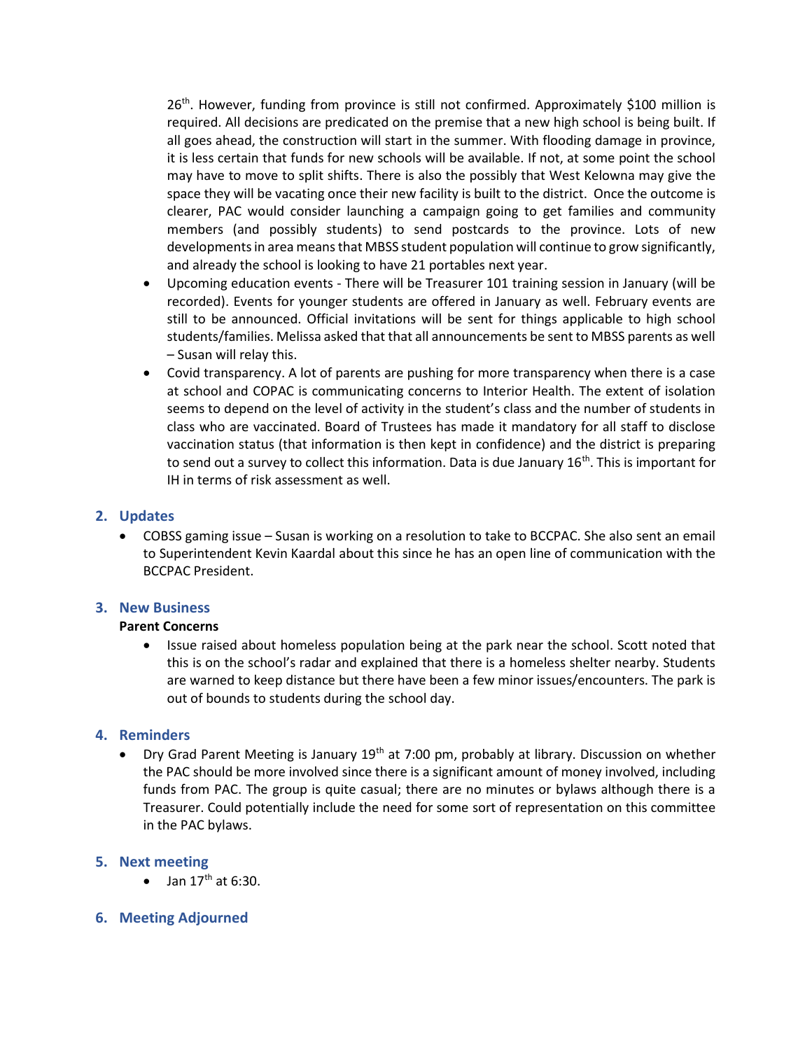26th. However, funding from province is still not confirmed. Approximately $100 million is required. All decisions are predicated on the premise that a new high school is being built. If all goes ahead, the construction will start in the summer. With flooding damage in province, it is less certain that funds for new schools will be available. If not, at some point the school may have to move to split shifts. There is also the possibly that West Kelowna may give the space they will be vacating once their new facility is built to the district. Once the outcome is clearer, PAC would consider launching a campaign going to get families and community members (and possibly students) to send postcards to the province. Lots of new developments in area means that MBSS student population will continue to grow significantly, and already the school is looking to have 21 portables next year.

- Upcoming education events - There will be Treasurer 101 training session in January (will be recorded). Events for younger students are offered in January as well. February events are still to be announced. Official invitations will be sent for things applicable to high school students/families. Melissa asked that that all announcements be sent to MBSS parents as well – Susan will relay this.
- Covid transparency. A lot of parents are pushing for more transparency when there is a case at school and COPAC is communicating concerns to Interior Health. The extent of isolation seems to depend on the level of activity in the student's class and the number of students in class who are vaccinated. Board of Trustees has made it mandatory for all staff to disclose vaccination status (that information is then kept in confidence) and the district is preparing to send out a survey to collect this information. Data is due January 16th. This is important for IH in terms of risk assessment as well.

## 2. Updates

- COBSS gaming issue – Susan is working on a resolution to take to BCCPAC. She also sent an email to Superintendent Kevin Kaardal about this since he has an open line of communication with the BCCPAC President.

## 3. New Business

**Parent Concerns**

- Issue raised about homeless population being at the park near the school. Scott noted that this is on the school's radar and explained that there is a homeless shelter nearby. Students are warned to keep distance but there have been a few minor issues/encounters. The park is out of bounds to students during the school day.

## 4. Reminders

- Dry Grad Parent Meeting is January 19th at 7:00 pm, probably at library. Discussion on whether the PAC should be more involved since there is a significant amount of money involved, including funds from PAC. The group is quite casual; there are no minutes or bylaws although there is a Treasurer. Could potentially include the need for some sort of representation on this committee in the PAC bylaws.

## 5. Next meeting

- Jan 17th at 6:30.

## 6. Meeting Adjourned